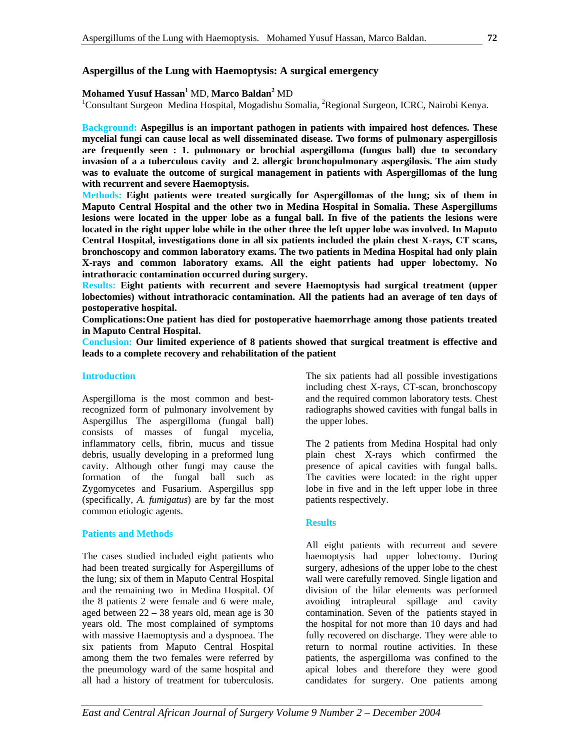# Aspergillus of the Lung with Haemoptysis: A surgical emergency

**Mohamed Yusuf Hassan**[1] MD, **Marco Baldan**[2] MD

[1]Consultant Surgeon Medina Hospital, Mogadishu Somalia, [2]Regional Surgeon, ICRC, Nairobi Kenya.

**Background: Aspegillus is an important pathogen in patients with impaired host defences. These mycelial fungi can cause local as well disseminated disease. Two forms of pulmonary aspergillosis are frequently seen : 1. pulmonary or brochial aspergilloma (fungus ball) due to secondary invasion of a a tuberculous cavity and 2. allergic bronchopulmonary aspergilosis. The aim study was to evaluate the outcome of surgical management in patients with Aspergillomas of the lung with recurrent and severe Haemoptysis.**

**Methods: Eight patients were treated surgically for Aspergillomas of the lung; six of them in Maputo Central Hospital and the other two in Medina Hospital in Somalia. These Aspergillums lesions were located in the upper lobe as a fungal ball. In five of the patients the lesions were located in the right upper lobe while in the other three the left upper lobe was involved. In Maputo Central Hospital, investigations done in all six patients included the plain chest X-rays, CT scans, bronchoscopy and common laboratory exams. The two patients in Medina Hospital had only plain X-rays and common laboratory exams. All the eight patients had upper lobectomy. No intrathoracic contamination occurred during surgery.**

**Results: Eight patients with recurrent and severe Haemoptysis had surgical treatment (upper lobectomies) without intrathoracic contamination. All the patients had an average of ten days of postoperative hospital.**

**Complications: One patient has died for postoperative haemorrhage among those patients treated in Maputo Central Hospital.**

**Conclusion: Our limited experience of 8 patients showed that surgical treatment is effective and leads to a complete recovery and rehabilitation of the patient**

## Introduction

Aspergilloma is the most common and best-recognized form of pulmonary involvement by Aspergillus The aspergilloma (fungal ball) consists of masses of fungal mycelia, inflammatory cells, fibrin, mucus and tissue debris, usually developing in a preformed lung cavity. Although other fungi may cause the formation of the fungal ball such as Zygomycetes and Fusarium. Aspergillus spp (specifically, *A. fumigatus*) are by far the most common etiologic agents.

## Patients and Methods

The cases studied included eight patients who had been treated surgically for Aspergillums of the lung; six of them in Maputo Central Hospital and the remaining two in Medina Hospital. Of the 8 patients 2 were female and 6 were male, aged between 22 – 38 years old, mean age is 30 years old. The most complained of symptoms with massive Haemoptysis and a dyspnoea. The six patients from Maputo Central Hospital among them the two females were referred by the pneumology ward of the same hospital and all had a history of treatment for tuberculosis. The six patients had all possible investigations including chest X-rays, CT-scan, bronchoscopy and the required common laboratory tests. Chest radiographs showed cavities with fungal balls in the upper lobes.

The 2 patients from Medina Hospital had only plain chest X-rays which confirmed the presence of apical cavities with fungal balls. The cavities were located: in the right upper lobe in five and in the left upper lobe in three patients respectively.

## Results

All eight patients with recurrent and severe haemoptysis had upper lobectomy. During surgery, adhesions of the upper lobe to the chest wall were carefully removed. Single ligation and division of the hilar elements was performed avoiding intrapleural spillage and cavity contamination. Seven of the patients stayed in the hospital for not more than 10 days and had fully recovered on discharge. They were able to return to normal routine activities. In these patients, the aspergilloma was confined to the apical lobes and therefore they were good candidates for surgery. One patients among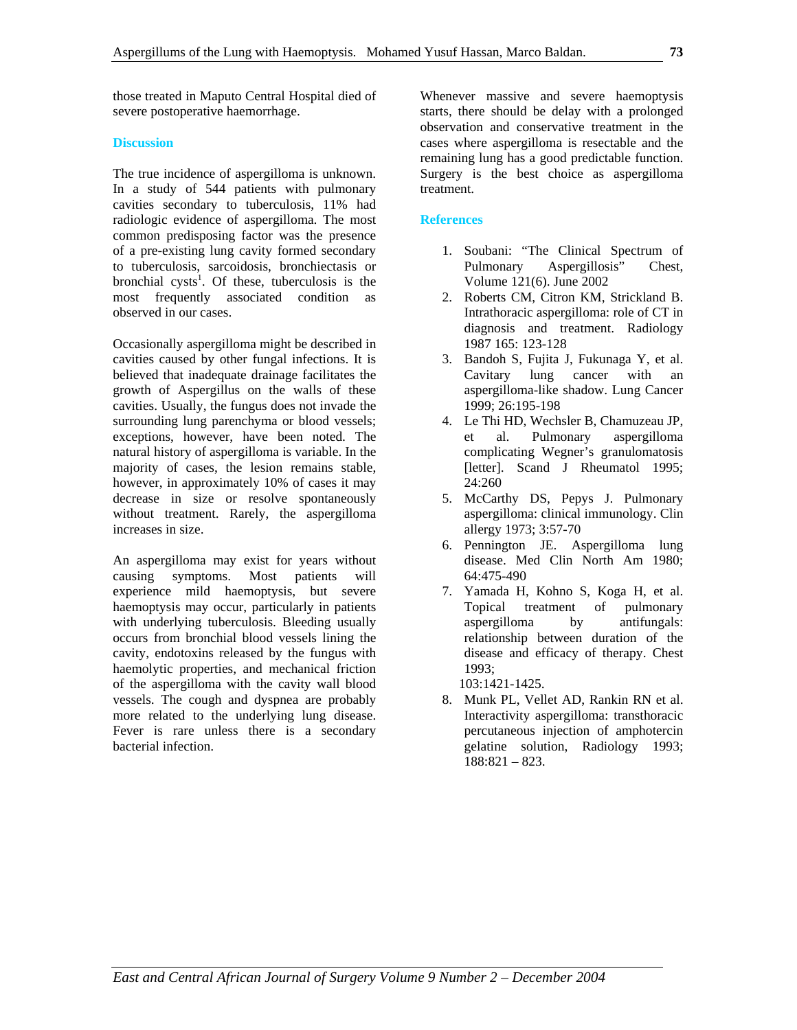those treated in Maputo Central Hospital died of severe postoperative haemorrhage.

## Discussion

The true incidence of aspergilloma is unknown. In a study of 544 patients with pulmonary cavities secondary to tuberculosis, 11% had radiologic evidence of aspergilloma. The most common predisposing factor was the presence of a pre-existing lung cavity formed secondary to tuberculosis, sarcoidosis, bronchiectasis or bronchial cysts[1]. Of these, tuberculosis is the most frequently associated condition as observed in our cases.

Occasionally aspergilloma might be described in cavities caused by other fungal infections. It is believed that inadequate drainage facilitates the growth of Aspergillus on the walls of these cavities. Usually, the fungus does not invade the surrounding lung parenchyma or blood vessels; exceptions, however, have been noted. The natural history of aspergilloma is variable. In the majority of cases, the lesion remains stable, however, in approximately 10% of cases it may decrease in size or resolve spontaneously without treatment. Rarely, the aspergilloma increases in size.

An aspergilloma may exist for years without causing symptoms. Most patients will experience mild haemoptysis, but severe haemoptysis may occur, particularly in patients with underlying tuberculosis. Bleeding usually occurs from bronchial blood vessels lining the cavity, endotoxins released by the fungus with haemolytic properties, and mechanical friction of the aspergilloma with the cavity wall blood vessels. The cough and dyspnea are probably more related to the underlying lung disease. Fever is rare unless there is a secondary bacterial infection.

Whenever massive and severe haemoptysis starts, there should be delay with a prolonged observation and conservative treatment in the cases where aspergilloma is resectable and the remaining lung has a good predictable function. Surgery is the best choice as aspergilloma treatment.

## References

1. Soubani: "The Clinical Spectrum of Pulmonary Aspergillosis" Chest, Volume 121(6). June 2002
2. Roberts CM, Citron KM, Strickland B. Intrathoracic aspergilloma: role of CT in diagnosis and treatment. Radiology 1987 165: 123-128
3. Bandoh S, Fujita J, Fukunaga Y, et al. Cavitary lung cancer with an aspergilloma-like shadow. Lung Cancer 1999; 26:195-198
4. Le Thi HD, Wechsler B, Chamuzeau JP, et al. Pulmonary aspergilloma complicating Wegner's granulomatosis [letter]. Scand J Rheumatol 1995; 24:260
5. McCarthy DS, Pepys J. Pulmonary aspergilloma: clinical immunology. Clin allergy 1973; 3:57-70
6. Pennington JE. Aspergilloma lung disease. Med Clin North Am 1980; 64:475-490
7. Yamada H, Kohno S, Koga H, et al. Topical treatment of pulmonary aspergilloma by antifungals: relationship between duration of the disease and efficacy of therapy. Chest 1993;
   103:1421-1425.
8. Munk PL, Vellet AD, Rankin RN et al. Interactivity aspergilloma: transthoracic percutaneous injection of amphotercin gelatine solution, Radiology 1993; 188:821 – 823.